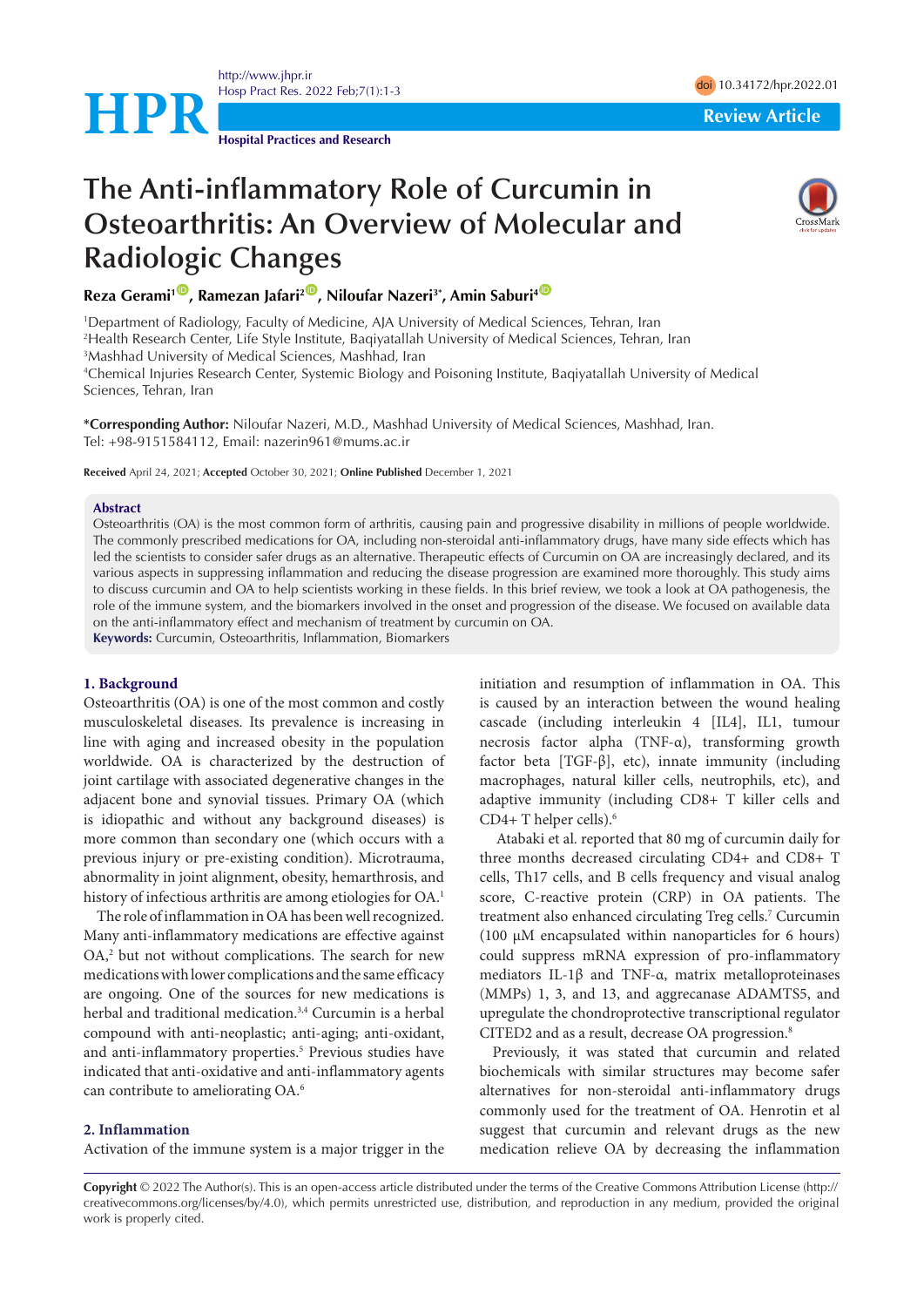Review Article

# The Anti-inflammatory Role of Curcumin in Osteoarthritis: An Overview of Molecular and Radiologic Changes

**Reza Gerami[1], Ramezan Jafari[2], Niloufar Nazeri[3*], Amin Saburi[4]**

[1]Department of Radiology, Faculty of Medicine, AJA University of Medical Sciences, Tehran, Iran
[2]Health Research Center, Life Style Institute, Baqiyatallah University of Medical Sciences, Tehran, Iran
[3]Mashhad University of Medical Sciences, Mashhad, Iran
[4]Chemical Injuries Research Center, Systemic Biology and Poisoning Institute, Baqiyatallah University of Medical Sciences, Tehran, Iran

**\*Corresponding Author:** Niloufar Nazeri, M.D., Mashhad University of Medical Sciences, Mashhad, Iran. Tel: +98-9151584112, Email: nazerin961@mums.ac.ir

**Received** April 24, 2021; **Accepted** October 30, 2021; **Online Published** December 1, 2021

## Abstract

Osteoarthritis (OA) is the most common form of arthritis, causing pain and progressive disability in millions of people worldwide. The commonly prescribed medications for OA, including non-steroidal anti-inflammatory drugs, have many side effects which has led the scientists to consider safer drugs as an alternative. Therapeutic effects of Curcumin on OA are increasingly declared, and its various aspects in suppressing inflammation and reducing the disease progression are examined more thoroughly. This study aims to discuss curcumin and OA to help scientists working in these fields. In this brief review, we took a look at OA pathogenesis, the role of the immune system, and the biomarkers involved in the onset and progression of the disease. We focused on available data on the anti-inflammatory effect and mechanism of treatment by curcumin on OA.

**Keywords:** Curcumin, Osteoarthritis, Inflammation, Biomarkers

## 1. Background

Osteoarthritis (OA) is one of the most common and costly musculoskeletal diseases. Its prevalence is increasing in line with aging and increased obesity in the population worldwide. OA is characterized by the destruction of joint cartilage with associated degenerative changes in the adjacent bone and synovial tissues. Primary OA (which is idiopathic and without any background diseases) is more common than secondary one (which occurs with a previous injury or pre-existing condition). Microtrauma, abnormality in joint alignment, obesity, hemarthrosis, and history of infectious arthritis are among etiologies for OA.[1]

The role of inflammation in OA has been well recognized. Many anti-inflammatory medications are effective against OA,[2] but not without complications. The search for new medications with lower complications and the same efficacy are ongoing. One of the sources for new medications is herbal and traditional medication.[3,4] Curcumin is a herbal compound with anti-neoplastic; anti-aging; anti-oxidant, and anti-inflammatory properties.[5] Previous studies have indicated that anti-oxidative and anti-inflammatory agents can contribute to ameliorating OA.[6]

## 2. Inflammation

Activation of the immune system is a major trigger in the initiation and resumption of inflammation in OA. This is caused by an interaction between the wound healing cascade (including interleukin 4 [IL4], IL1, tumour necrosis factor alpha (TNF-α), transforming growth factor beta [TGF-β], etc), innate immunity (including macrophages, natural killer cells, neutrophils, etc), and adaptive immunity (including CD8+ T killer cells and CD4+ T helper cells).[6]

Atabaki et al. reported that 80 mg of curcumin daily for three months decreased circulating CD4+ and CD8+ T cells, Th17 cells, and B cells frequency and visual analog score, C-reactive protein (CRP) in OA patients. The treatment also enhanced circulating Treg cells.[7] Curcumin (100 µM encapsulated within nanoparticles for 6 hours) could suppress mRNA expression of pro-inflammatory mediators IL-1β and TNF-α, matrix metalloproteinases (MMPs) 1, 3, and 13, and aggrecanase ADAMTS5, and upregulate the chondroprotective transcriptional regulator CITED2 and as a result, decrease OA progression.[8]

Previously, it was stated that curcumin and related biochemicals with similar structures may become safer alternatives for non-steroidal anti-inflammatory drugs commonly used for the treatment of OA. Henrotin et al suggest that curcumin and relevant drugs as the new medication relieve OA by decreasing the inflammation

**Copyright** © 2022 The Author(s). This is an open-access article distributed under the terms of the Creative Commons Attribution License (http://creativecommons.org/licenses/by/4.0), which permits unrestricted use, distribution, and reproduction in any medium, provided the original work is properly cited.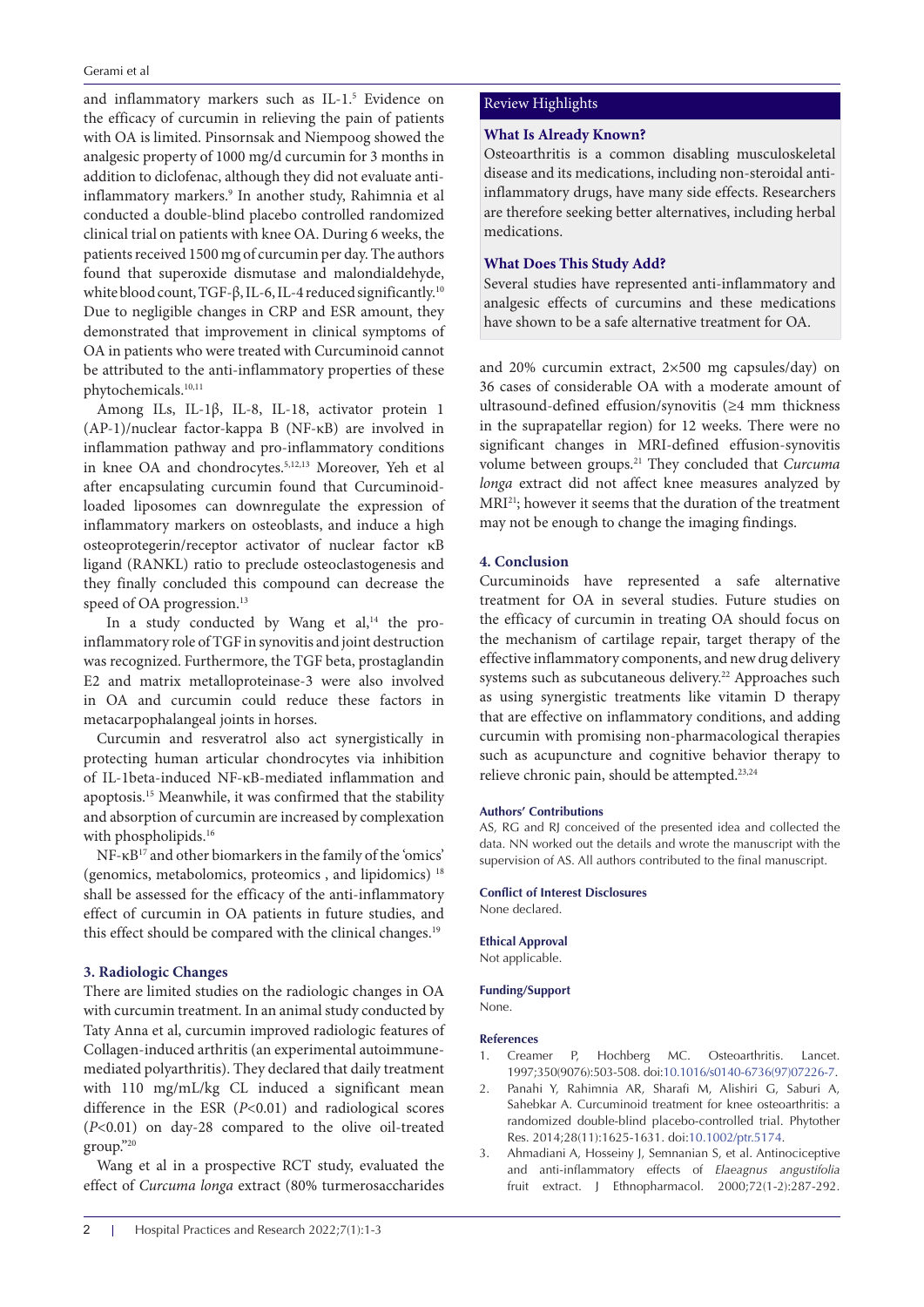and inflammatory markers such as IL-1.[5] Evidence on the efficacy of curcumin in relieving the pain of patients with OA is limited. Pinsornsak and Niempoog showed the analgesic property of 1000 mg/d curcumin for 3 months in addition to diclofenac, although they did not evaluate anti-inflammatory markers.[9] In another study, Rahimnia et al conducted a double-blind placebo controlled randomized clinical trial on patients with knee OA. During 6 weeks, the patients received 1500 mg of curcumin per day. The authors found that superoxide dismutase and malondialdehyde, white blood count, TGF-β, IL-6, IL-4 reduced significantly.[10] Due to negligible changes in CRP and ESR amount, they demonstrated that improvement in clinical symptoms of OA in patients who were treated with Curcuminoid cannot be attributed to the anti-inflammatory properties of these phytochemicals.[10,11]

Among ILs, IL-1β, IL-8, IL-18, activator protein 1 (AP-1)/nuclear factor-kappa B (NF-κB) are involved in inflammation pathway and pro-inflammatory conditions in knee OA and chondrocytes.[5,12,13] Moreover, Yeh et al after encapsulating curcumin found that Curcuminoid-loaded liposomes can downregulate the expression of inflammatory markers on osteoblasts, and induce a high osteoprotegerin/receptor activator of nuclear factor κB ligand (RANKL) ratio to preclude osteoclastogenesis and they finally concluded this compound can decrease the speed of OA progression.[13]

In a study conducted by Wang et al,[14] the pro-inflammatory role of TGF in synovitis and joint destruction was recognized. Furthermore, the TGF beta, prostaglandin E2 and matrix metalloproteinase-3 were also involved in OA and curcumin could reduce these factors in metacarpophalangeal joints in horses.

Curcumin and resveratrol also act synergistically in protecting human articular chondrocytes via inhibition of IL-1beta-induced NF-κB-mediated inflammation and apoptosis.[15] Meanwhile, it was confirmed that the stability and absorption of curcumin are increased by complexation with phospholipids.[16]

NF-κB[17] and other biomarkers in the family of the 'omics' (genomics, metabolomics, proteomics , and lipidomics) [18] shall be assessed for the efficacy of the anti-inflammatory effect of curcumin in OA patients in future studies, and this effect should be compared with the clinical changes.[19]

## 3. Radiologic Changes

There are limited studies on the radiologic changes in OA with curcumin treatment. In an animal study conducted by Taty Anna et al, curcumin improved radiologic features of Collagen-induced arthritis (an experimental autoimmune-mediated polyarthritis). They declared that daily treatment with 110 mg/mL/kg CL induced a significant mean difference in the ESR ($P$<0.01) and radiological scores ($P$<0.01) on day-28 compared to the olive oil-treated group."[20]

Wang et al in a prospective RCT study, evaluated the effect of *Curcuma longa* extract (80% turmerosaccharides and 20% curcumin extract, 2×500 mg capsules/day) on 36 cases of considerable OA with a moderate amount of ultrasound-defined effusion/synovitis (≥4 mm thickness in the suprapatellar region) for 12 weeks. There were no significant changes in MRI-defined effusion-synovitis volume between groups.[21] They concluded that *Curcuma longa* extract did not affect knee measures analyzed by MRI[21]; however it seems that the duration of the treatment may not be enough to change the imaging findings.

> **Review Highlights**
>
> **What Is Already Known?**
> Osteoarthritis is a common disabling musculoskeletal disease and its medications, including non-steroidal anti-inflammatory drugs, have many side effects. Researchers are therefore seeking better alternatives, including herbal medications.
>
> **What Does This Study Add?**
> Several studies have represented anti-inflammatory and analgesic effects of curcumins and these medications have shown to be a safe alternative treatment for OA.

## 4. Conclusion

Curcuminoids have represented a safe alternative treatment for OA in several studies. Future studies on the efficacy of curcumin in treating OA should focus on the mechanism of cartilage repair, target therapy of the effective inflammatory components, and new drug delivery systems such as subcutaneous delivery.[22] Approaches such as using synergistic treatments like vitamin D therapy that are effective on inflammatory conditions, and adding curcumin with promising non-pharmacological therapies such as acupuncture and cognitive behavior therapy to relieve chronic pain, should be attempted.[23,24]

### Authors' Contributions

AS, RG and RJ conceived of the presented idea and collected the data. NN worked out the details and wrote the manuscript with the supervision of AS. All authors contributed to the final manuscript.

### Conflict of Interest Disclosures

None declared.

### Ethical Approval

Not applicable.

### Funding/Support

None.

### References

1. Creamer P, Hochberg MC. Osteoarthritis. Lancet. 1997;350(9076):503-508. doi:10.1016/s0140-6736(97)07226-7.
2. Panahi Y, Rahimnia AR, Sharafi M, Alishiri G, Saburi A, Sahebkar A. Curcuminoid treatment for knee osteoarthritis: a randomized double-blind placebo-controlled trial. Phytother Res. 2014;28(11):1625-1631. doi:10.1002/ptr.5174.
3. Ahmadiani A, Hosseiny J, Semnanian S, et al. Antinociceptive and anti-inflammatory effects of *Elaeagnus angustifolia* fruit extract. J Ethnopharmacol. 2000;72(1-2):287-292.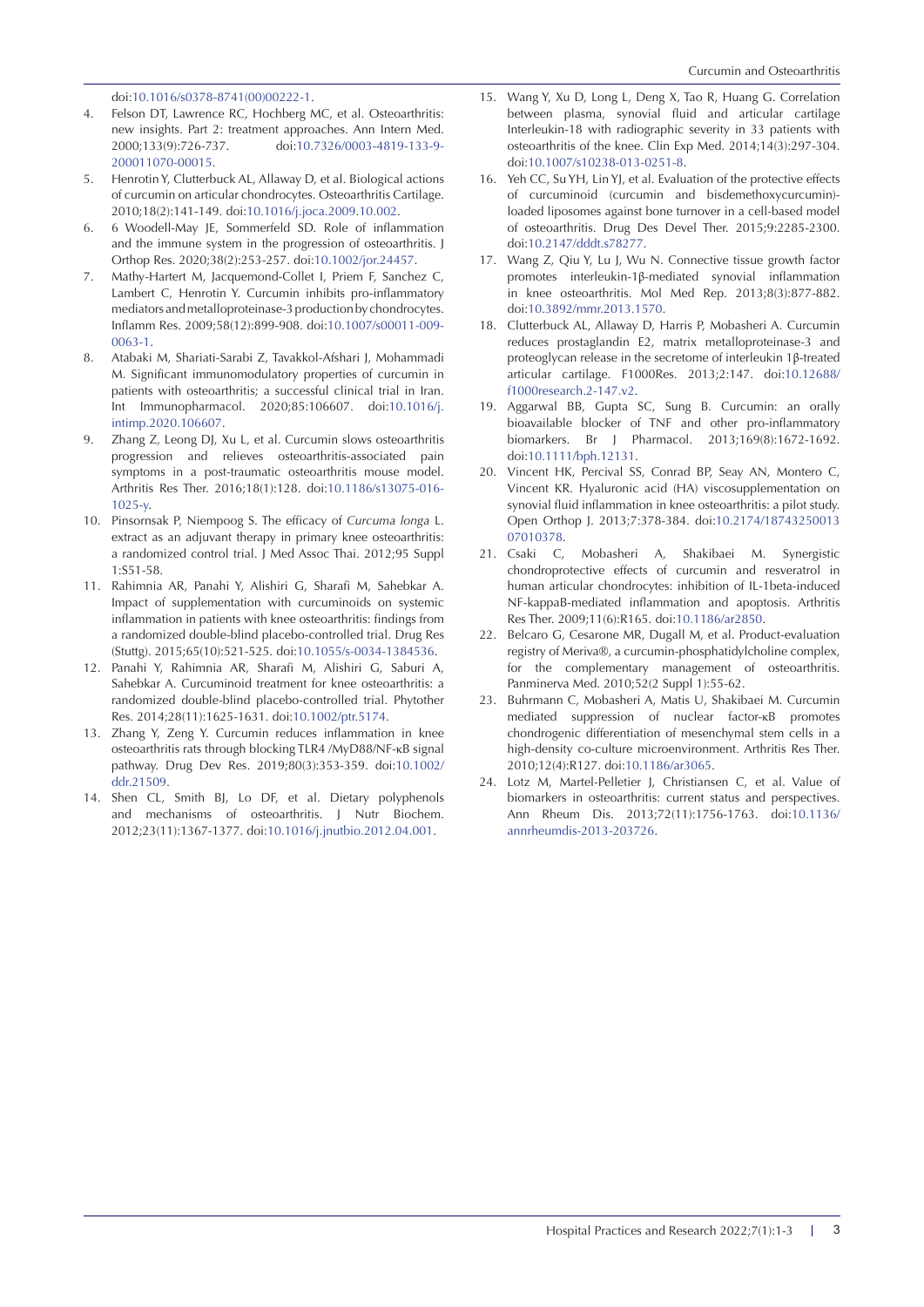doi:10.1016/s0378-8741(00)00222-1.

4. Felson DT, Lawrence RC, Hochberg MC, et al. Osteoarthritis: new insights. Part 2: treatment approaches. Ann Intern Med. 2000;133(9):726-737. doi:10.7326/0003-4819-133-9-200011070-00015.
5. Henrotin Y, Clutterbuck AL, Allaway D, et al. Biological actions of curcumin on articular chondrocytes. Osteoarthritis Cartilage. 2010;18(2):141-149. doi:10.1016/j.joca.2009.10.002.
6. 6 Woodell-May JE, Sommerfeld SD. Role of inflammation and the immune system in the progression of osteoarthritis. J Orthop Res. 2020;38(2):253-257. doi:10.1002/jor.24457.
7. Mathy-Hartert M, Jacquemond-Collet I, Priem F, Sanchez C, Lambert C, Henrotin Y. Curcumin inhibits pro-inflammatory mediators and metalloproteinase-3 production by chondrocytes. Inflamm Res. 2009;58(12):899-908. doi:10.1007/s00011-009-0063-1.
8. Atabaki M, Shariati-Sarabi Z, Tavakkol-Afshari J, Mohammadi M. Significant immunomodulatory properties of curcumin in patients with osteoarthritis; a successful clinical trial in Iran. Int Immunopharmacol. 2020;85:106607. doi:10.1016/j.intimp.2020.106607.
9. Zhang Z, Leong DJ, Xu L, et al. Curcumin slows osteoarthritis progression and relieves osteoarthritis-associated pain symptoms in a post-traumatic osteoarthritis mouse model. Arthritis Res Ther. 2016;18(1):128. doi:10.1186/s13075-016-1025-y.
10. Pinsornsak P, Niempoog S. The efficacy of *Curcuma longa* L. extract as an adjuvant therapy in primary knee osteoarthritis: a randomized control trial. J Med Assoc Thai. 2012;95 Suppl 1:S51-58.
11. Rahimnia AR, Panahi Y, Alishiri G, Sharafi M, Sahebkar A. Impact of supplementation with curcuminoids on systemic inflammation in patients with knee osteoarthritis: findings from a randomized double-blind placebo-controlled trial. Drug Res (Stuttg). 2015;65(10):521-525. doi:10.1055/s-0034-1384536.
12. Panahi Y, Rahimnia AR, Sharafi M, Alishiri G, Saburi A, Sahebkar A. Curcuminoid treatment for knee osteoarthritis: a randomized double-blind placebo-controlled trial. Phytother Res. 2014;28(11):1625-1631. doi:10.1002/ptr.5174.
13. Zhang Y, Zeng Y. Curcumin reduces inflammation in knee osteoarthritis rats through blocking TLR4 /MyD88/NF-κB signal pathway. Drug Dev Res. 2019;80(3):353-359. doi:10.1002/ddr.21509.
14. Shen CL, Smith BJ, Lo DF, et al. Dietary polyphenols and mechanisms of osteoarthritis. J Nutr Biochem. 2012;23(11):1367-1377. doi:10.1016/j.jnutbio.2012.04.001.
15. Wang Y, Xu D, Long L, Deng X, Tao R, Huang G. Correlation between plasma, synovial fluid and articular cartilage Interleukin-18 with radiographic severity in 33 patients with osteoarthritis of the knee. Clin Exp Med. 2014;14(3):297-304. doi:10.1007/s10238-013-0251-8.
16. Yeh CC, Su YH, Lin YJ, et al. Evaluation of the protective effects of curcuminoid (curcumin and bisdemethoxycurcumin)-loaded liposomes against bone turnover in a cell-based model of osteoarthritis. Drug Des Devel Ther. 2015;9:2285-2300. doi:10.2147/dddt.s78277.
17. Wang Z, Qiu Y, Lu J, Wu N. Connective tissue growth factor promotes interleukin-1β-mediated synovial inflammation in knee osteoarthritis. Mol Med Rep. 2013;8(3):877-882. doi:10.3892/mmr.2013.1570.
18. Clutterbuck AL, Allaway D, Harris P, Mobasheri A. Curcumin reduces prostaglandin E2, matrix metalloproteinase-3 and proteoglycan release in the secretome of interleukin 1β-treated articular cartilage. F1000Res. 2013;2:147. doi:10.12688/f1000research.2-147.v2.
19. Aggarwal BB, Gupta SC, Sung B. Curcumin: an orally bioavailable blocker of TNF and other pro-inflammatory biomarkers. Br J Pharmacol. 2013;169(8):1672-1692. doi:10.1111/bph.12131.
20. Vincent HK, Percival SS, Conrad BP, Seay AN, Montero C, Vincent KR. Hyaluronic acid (HA) viscosupplementation on synovial fluid inflammation in knee osteoarthritis: a pilot study. Open Orthop J. 2013;7:378-384. doi:10.2174/1874325001307010378.
21. Csaki C, Mobasheri A, Shakibaei M. Synergistic chondroprotective effects of curcumin and resveratrol in human articular chondrocytes: inhibition of IL-1beta-induced NF-kappaB-mediated inflammation and apoptosis. Arthritis Res Ther. 2009;11(6):R165. doi:10.1186/ar2850.
22. Belcaro G, Cesarone MR, Dugall M, et al. Product-evaluation registry of Meriva®, a curcumin-phosphatidylcholine complex, for the complementary management of osteoarthritis. Panminerva Med. 2010;52(2 Suppl 1):55-62.
23. Buhrmann C, Mobasheri A, Matis U, Shakibaei M. Curcumin mediated suppression of nuclear factor-κB promotes chondrogenic differentiation of mesenchymal stem cells in a high-density co-culture microenvironment. Arthritis Res Ther. 2010;12(4):R127. doi:10.1186/ar3065.
24. Lotz M, Martel-Pelletier J, Christiansen C, et al. Value of biomarkers in osteoarthritis: current status and perspectives. Ann Rheum Dis. 2013;72(11):1756-1763. doi:10.1136/annrheumdis-2013-203726.